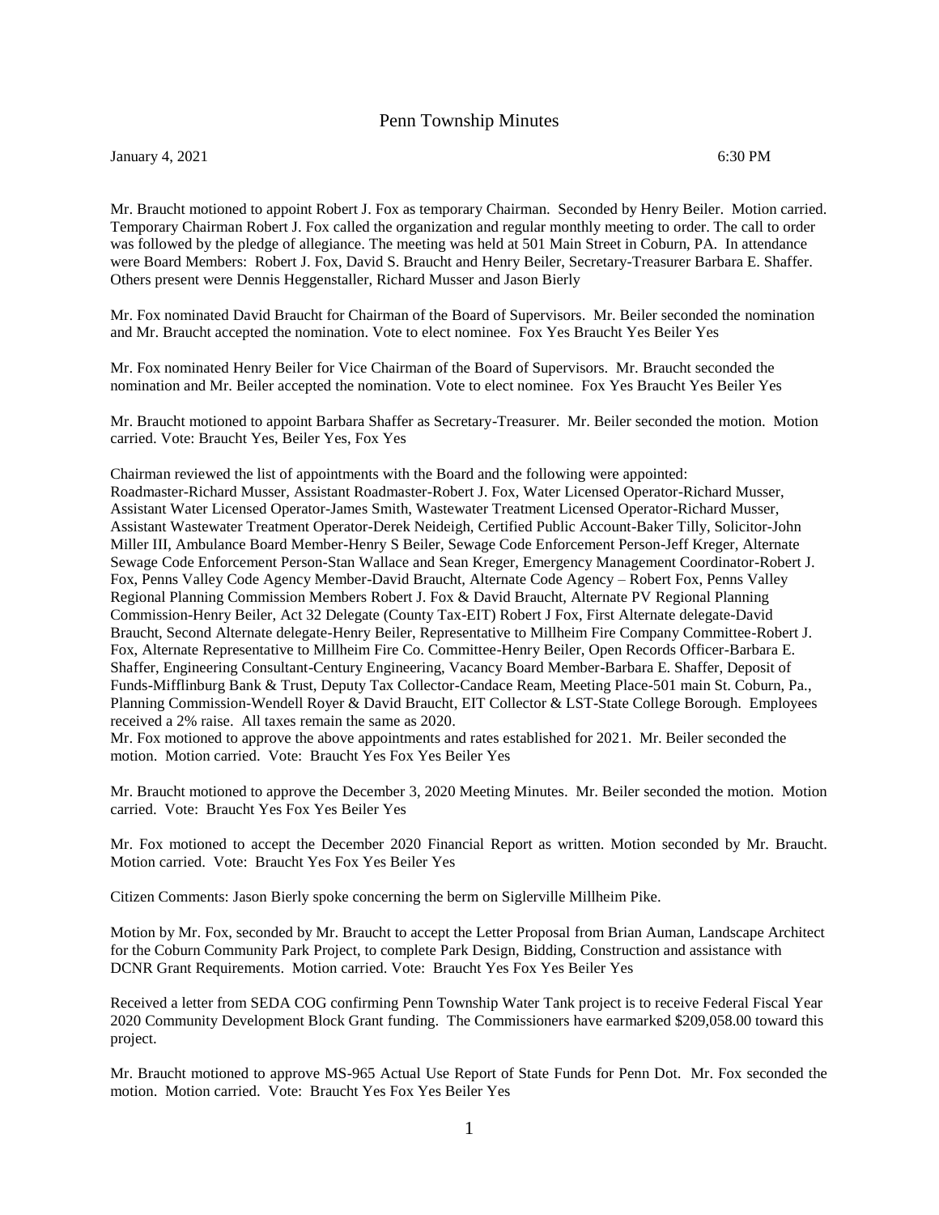# Penn Township Minutes

January 4, 2021 6:30 PM

Mr. Braucht motioned to appoint Robert J. Fox as temporary Chairman. Seconded by Henry Beiler. Motion carried. Temporary Chairman Robert J. Fox called the organization and regular monthly meeting to order. The call to order was followed by the pledge of allegiance. The meeting was held at 501 Main Street in Coburn, PA. In attendance were Board Members: Robert J. Fox, David S. Braucht and Henry Beiler, Secretary-Treasurer Barbara E. Shaffer. Others present were Dennis Heggenstaller, Richard Musser and Jason Bierly

Mr. Fox nominated David Braucht for Chairman of the Board of Supervisors. Mr. Beiler seconded the nomination and Mr. Braucht accepted the nomination. Vote to elect nominee. Fox Yes Braucht Yes Beiler Yes

Mr. Fox nominated Henry Beiler for Vice Chairman of the Board of Supervisors. Mr. Braucht seconded the nomination and Mr. Beiler accepted the nomination. Vote to elect nominee. Fox Yes Braucht Yes Beiler Yes

Mr. Braucht motioned to appoint Barbara Shaffer as Secretary-Treasurer. Mr. Beiler seconded the motion. Motion carried. Vote: Braucht Yes, Beiler Yes, Fox Yes

Chairman reviewed the list of appointments with the Board and the following were appointed:
Roadmaster-Richard Musser, Assistant Roadmaster-Robert J. Fox, Water Licensed Operator-Richard Musser, Assistant Water Licensed Operator-James Smith, Wastewater Treatment Licensed Operator-Richard Musser, Assistant Wastewater Treatment Operator-Derek Neideigh, Certified Public Account-Baker Tilly, Solicitor-John Miller III, Ambulance Board Member-Henry S Beiler, Sewage Code Enforcement Person-Jeff Kreger, Alternate Sewage Code Enforcement Person-Stan Wallace and Sean Kreger, Emergency Management Coordinator-Robert J. Fox, Penns Valley Code Agency Member-David Braucht, Alternate Code Agency – Robert Fox, Penns Valley Regional Planning Commission Members Robert J. Fox & David Braucht, Alternate PV Regional Planning Commission-Henry Beiler, Act 32 Delegate (County Tax-EIT) Robert J Fox, First Alternate delegate-David Braucht, Second Alternate delegate-Henry Beiler, Representative to Millheim Fire Company Committee-Robert J. Fox, Alternate Representative to Millheim Fire Co. Committee-Henry Beiler, Open Records Officer-Barbara E. Shaffer, Engineering Consultant-Century Engineering, Vacancy Board Member-Barbara E. Shaffer, Deposit of Funds-Mifflinburg Bank & Trust, Deputy Tax Collector-Candace Ream, Meeting Place-501 main St. Coburn, Pa., Planning Commission-Wendell Royer & David Braucht, EIT Collector & LST-State College Borough. Employees received a 2% raise. All taxes remain the same as 2020.
Mr. Fox motioned to approve the above appointments and rates established for 2021. Mr. Beiler seconded the motion. Motion carried. Vote: Braucht Yes Fox Yes Beiler Yes

Mr. Braucht motioned to approve the December 3, 2020 Meeting Minutes. Mr. Beiler seconded the motion. Motion carried. Vote: Braucht Yes Fox Yes Beiler Yes

Mr. Fox motioned to accept the December 2020 Financial Report as written. Motion seconded by Mr. Braucht. Motion carried. Vote: Braucht Yes Fox Yes Beiler Yes

Citizen Comments: Jason Bierly spoke concerning the berm on Siglerville Millheim Pike.

Motion by Mr. Fox, seconded by Mr. Braucht to accept the Letter Proposal from Brian Auman, Landscape Architect for the Coburn Community Park Project, to complete Park Design, Bidding, Construction and assistance with DCNR Grant Requirements. Motion carried. Vote: Braucht Yes Fox Yes Beiler Yes

Received a letter from SEDA COG confirming Penn Township Water Tank project is to receive Federal Fiscal Year 2020 Community Development Block Grant funding. The Commissioners have earmarked $209,058.00 toward this project.

Mr. Braucht motioned to approve MS-965 Actual Use Report of State Funds for Penn Dot. Mr. Fox seconded the motion. Motion carried. Vote: Braucht Yes Fox Yes Beiler Yes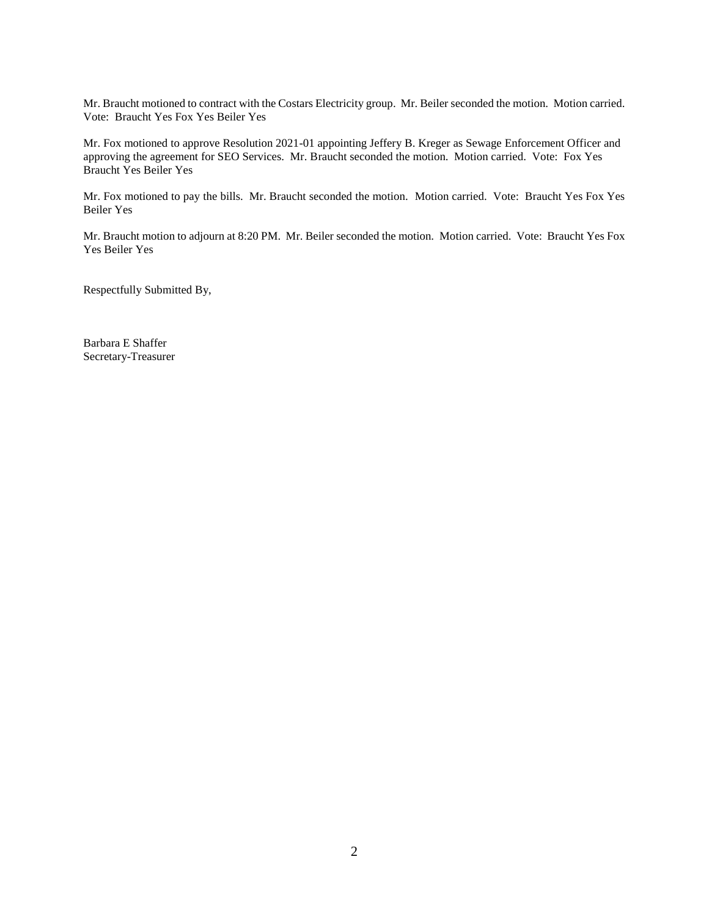Mr. Braucht motioned to contract with the Costars Electricity group. Mr. Beiler seconded the motion. Motion carried. Vote: Braucht Yes Fox Yes Beiler Yes

Mr. Fox motioned to approve Resolution 2021-01 appointing Jeffery B. Kreger as Sewage Enforcement Officer and approving the agreement for SEO Services. Mr. Braucht seconded the motion. Motion carried. Vote: Fox Yes Braucht Yes Beiler Yes

Mr. Fox motioned to pay the bills. Mr. Braucht seconded the motion. Motion carried. Vote: Braucht Yes Fox Yes Beiler Yes

Mr. Braucht motion to adjourn at 8:20 PM. Mr. Beiler seconded the motion. Motion carried. Vote: Braucht Yes Fox Yes Beiler Yes

Respectfully Submitted By,

Barbara E Shaffer
Secretary-Treasurer